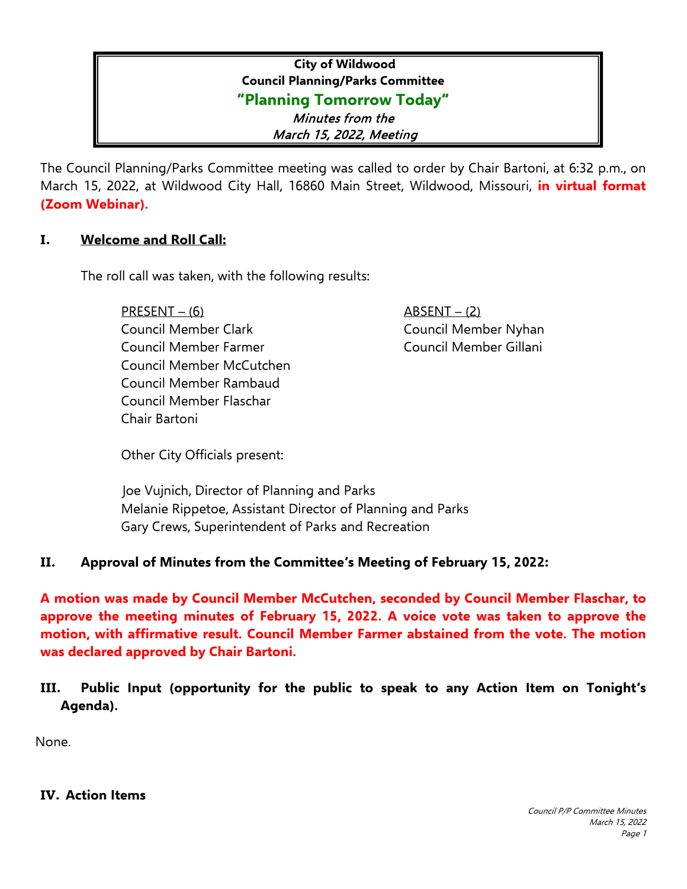**City of Wildwood**
**Council Planning/Parks Committee**
**"Planning Tomorrow Today"**
*Minutes from the*
*March 15, 2022, Meeting*

The Council Planning/Parks Committee meeting was called to order by Chair Bartoni, at 6:32 p.m., on March 15, 2022, at Wildwood City Hall, 16860 Main Street, Wildwood, Missouri, **in virtual format (Zoom Webinar).**

## I. Welcome and Roll Call:

The roll call was taken, with the following results:

| PRESENT – (6) | ABSENT – (2) |
|---|---|
| Council Member Clark | Council Member Nyhan |
| Council Member Farmer | Council Member Gillani |
| Council Member McCutchen | |
| Council Member Rambaud | |
| Council Member Flaschar | |
| Chair Bartoni | |

Other City Officials present:

Joe Vujnich, Director of Planning and Parks
Melanie Rippetoe, Assistant Director of Planning and Parks
Gary Crews, Superintendent of Parks and Recreation

## II. Approval of Minutes from the Committee's Meeting of February 15, 2022:

**A motion was made by Council Member McCutchen, seconded by Council Member Flaschar, to approve the meeting minutes of February 15, 2022. A voice vote was taken to approve the motion, with affirmative result. Council Member Farmer abstained from the vote. The motion was declared approved by Chair Bartoni.**

## III. Public Input (opportunity for the public to speak to any Action Item on Tonight's Agenda).

None.

## IV. Action Items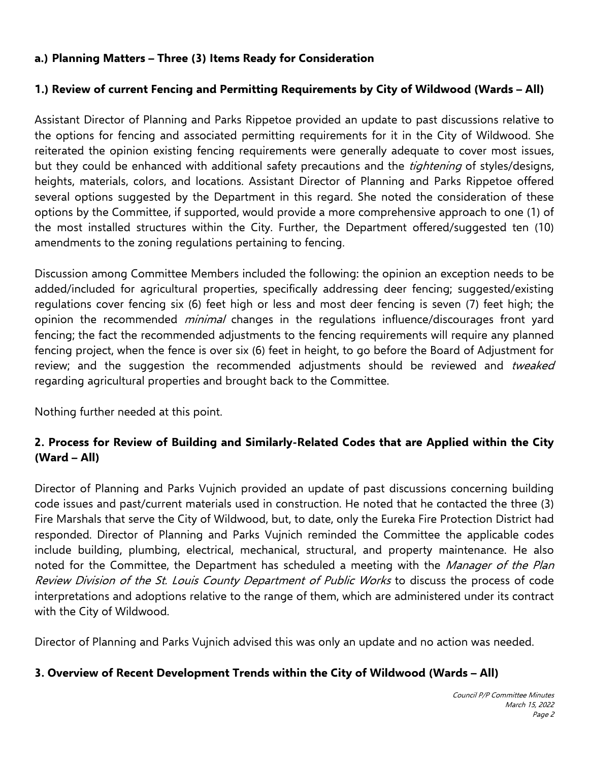**a.) Planning Matters – Three (3) Items Ready for Consideration**

**1.) Review of current Fencing and Permitting Requirements by City of Wildwood (Wards – All)**

Assistant Director of Planning and Parks Rippetoe provided an update to past discussions relative to the options for fencing and associated permitting requirements for it in the City of Wildwood. She reiterated the opinion existing fencing requirements were generally adequate to cover most issues, but they could be enhanced with additional safety precautions and the *tightening* of styles/designs, heights, materials, colors, and locations. Assistant Director of Planning and Parks Rippetoe offered several options suggested by the Department in this regard. She noted the consideration of these options by the Committee, if supported, would provide a more comprehensive approach to one (1) of the most installed structures within the City. Further, the Department offered/suggested ten (10) amendments to the zoning regulations pertaining to fencing.

Discussion among Committee Members included the following: the opinion an exception needs to be added/included for agricultural properties, specifically addressing deer fencing; suggested/existing regulations cover fencing six (6) feet high or less and most deer fencing is seven (7) feet high; the opinion the recommended *minimal* changes in the regulations influence/discourages front yard fencing; the fact the recommended adjustments to the fencing requirements will require any planned fencing project, when the fence is over six (6) feet in height, to go before the Board of Adjustment for review; and the suggestion the recommended adjustments should be reviewed and *tweaked* regarding agricultural properties and brought back to the Committee.

Nothing further needed at this point.

**2. Process for Review of Building and Similarly-Related Codes that are Applied within the City (Ward – All)**

Director of Planning and Parks Vujnich provided an update of past discussions concerning building code issues and past/current materials used in construction. He noted that he contacted the three (3) Fire Marshals that serve the City of Wildwood, but, to date, only the Eureka Fire Protection District had responded. Director of Planning and Parks Vujnich reminded the Committee the applicable codes include building, plumbing, electrical, mechanical, structural, and property maintenance. He also noted for the Committee, the Department has scheduled a meeting with the *Manager of the Plan Review Division of the St. Louis County Department of Public Works* to discuss the process of code interpretations and adoptions relative to the range of them, which are administered under its contract with the City of Wildwood.

Director of Planning and Parks Vujnich advised this was only an update and no action was needed.

**3. Overview of Recent Development Trends within the City of Wildwood (Wards – All)**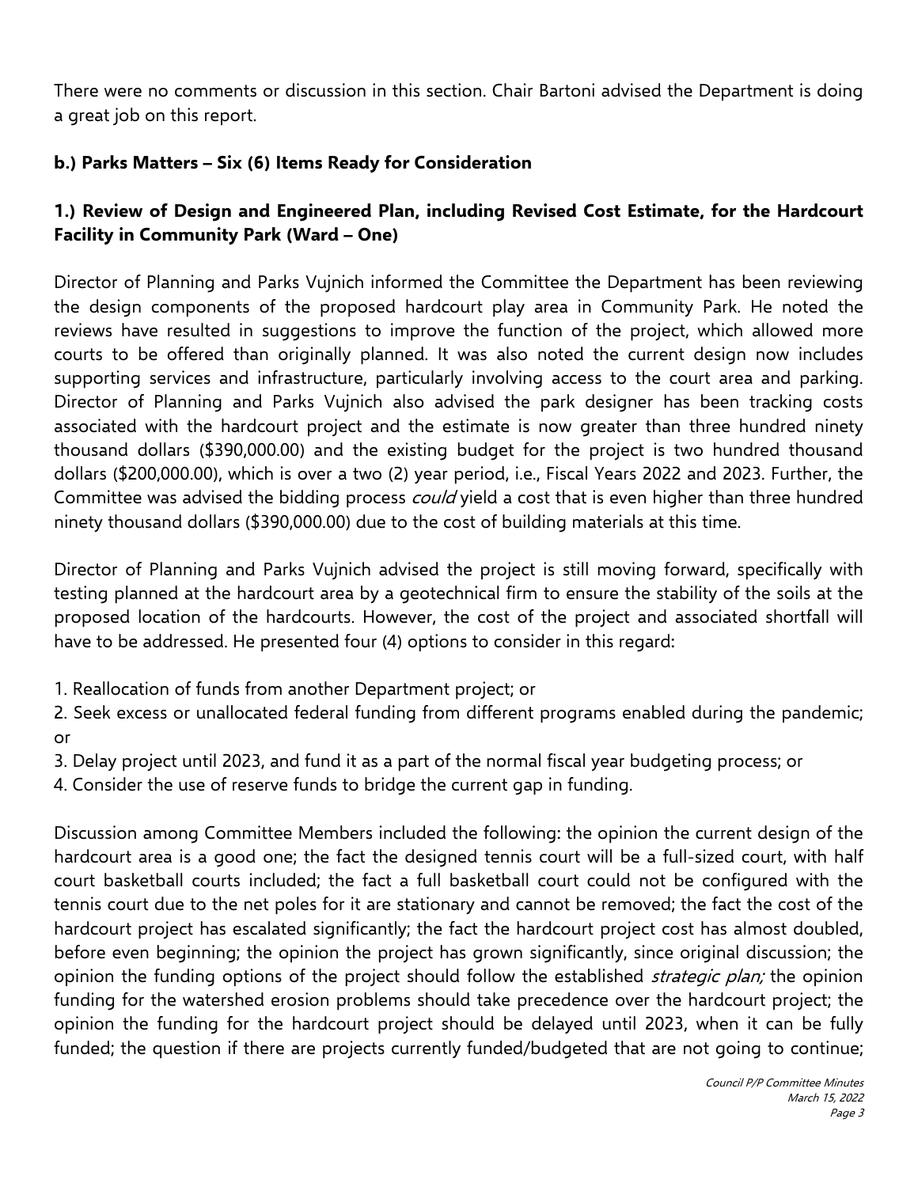There were no comments or discussion in this section. Chair Bartoni advised the Department is doing a great job on this report.

**b.) Parks Matters – Six (6) Items Ready for Consideration**

**1.) Review of Design and Engineered Plan, including Revised Cost Estimate, for the Hardcourt Facility in Community Park (Ward – One)**

Director of Planning and Parks Vujnich informed the Committee the Department has been reviewing the design components of the proposed hardcourt play area in Community Park. He noted the reviews have resulted in suggestions to improve the function of the project, which allowed more courts to be offered than originally planned. It was also noted the current design now includes supporting services and infrastructure, particularly involving access to the court area and parking. Director of Planning and Parks Vujnich also advised the park designer has been tracking costs associated with the hardcourt project and the estimate is now greater than three hundred ninety thousand dollars ($390,000.00) and the existing budget for the project is two hundred thousand dollars ($200,000.00), which is over a two (2) year period, i.e., Fiscal Years 2022 and 2023. Further, the Committee was advised the bidding process *could* yield a cost that is even higher than three hundred ninety thousand dollars ($390,000.00) due to the cost of building materials at this time.

Director of Planning and Parks Vujnich advised the project is still moving forward, specifically with testing planned at the hardcourt area by a geotechnical firm to ensure the stability of the soils at the proposed location of the hardcourts. However, the cost of the project and associated shortfall will have to be addressed. He presented four (4) options to consider in this regard:

1. Reallocation of funds from another Department project; or
2. Seek excess or unallocated federal funding from different programs enabled during the pandemic; or
3. Delay project until 2023, and fund it as a part of the normal fiscal year budgeting process; or
4. Consider the use of reserve funds to bridge the current gap in funding.

Discussion among Committee Members included the following: the opinion the current design of the hardcourt area is a good one; the fact the designed tennis court will be a full-sized court, with half court basketball courts included; the fact a full basketball court could not be configured with the tennis court due to the net poles for it are stationary and cannot be removed; the fact the cost of the hardcourt project has escalated significantly; the fact the hardcourt project cost has almost doubled, before even beginning; the opinion the project has grown significantly, since original discussion; the opinion the funding options of the project should follow the established *strategic plan;* the opinion funding for the watershed erosion problems should take precedence over the hardcourt project; the opinion the funding for the hardcourt project should be delayed until 2023, when it can be fully funded; the question if there are projects currently funded/budgeted that are not going to continue;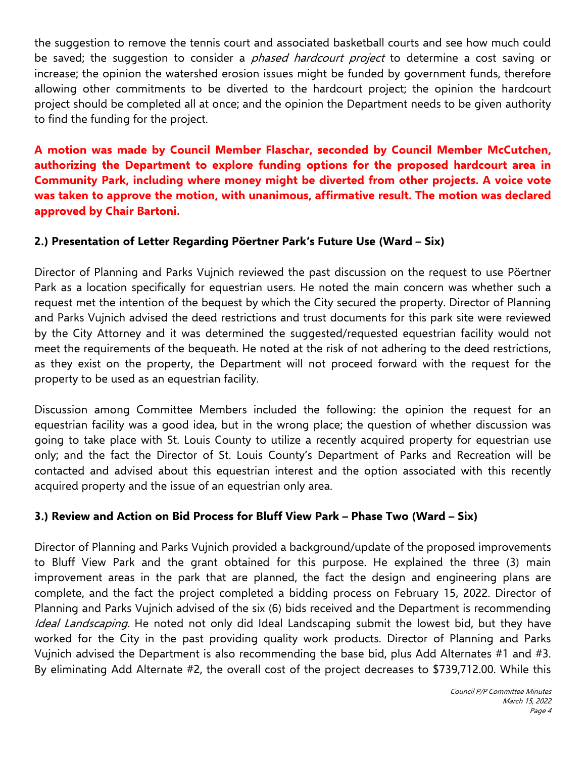the suggestion to remove the tennis court and associated basketball courts and see how much could be saved; the suggestion to consider a *phased hardcourt project* to determine a cost saving or increase; the opinion the watershed erosion issues might be funded by government funds, therefore allowing other commitments to be diverted to the hardcourt project; the opinion the hardcourt project should be completed all at once; and the opinion the Department needs to be given authority to find the funding for the project.

**A motion was made by Council Member Flaschar, seconded by Council Member McCutchen, authorizing the Department to explore funding options for the proposed hardcourt area in Community Park, including where money might be diverted from other projects. A voice vote was taken to approve the motion, with unanimous, affirmative result. The motion was declared approved by Chair Bartoni.**

### 2.) Presentation of Letter Regarding Pöertner Park's Future Use (Ward – Six)

Director of Planning and Parks Vujnich reviewed the past discussion on the request to use Pöertner Park as a location specifically for equestrian users. He noted the main concern was whether such a request met the intention of the bequest by which the City secured the property. Director of Planning and Parks Vujnich advised the deed restrictions and trust documents for this park site were reviewed by the City Attorney and it was determined the suggested/requested equestrian facility would not meet the requirements of the bequeath. He noted at the risk of not adhering to the deed restrictions, as they exist on the property, the Department will not proceed forward with the request for the property to be used as an equestrian facility.

Discussion among Committee Members included the following: the opinion the request for an equestrian facility was a good idea, but in the wrong place; the question of whether discussion was going to take place with St. Louis County to utilize a recently acquired property for equestrian use only; and the fact the Director of St. Louis County's Department of Parks and Recreation will be contacted and advised about this equestrian interest and the option associated with this recently acquired property and the issue of an equestrian only area.

### 3.) Review and Action on Bid Process for Bluff View Park – Phase Two (Ward – Six)

Director of Planning and Parks Vujnich provided a background/update of the proposed improvements to Bluff View Park and the grant obtained for this purpose. He explained the three (3) main improvement areas in the park that are planned, the fact the design and engineering plans are complete, and the fact the project completed a bidding process on February 15, 2022. Director of Planning and Parks Vujnich advised of the six (6) bids received and the Department is recommending *Ideal Landscaping.* He noted not only did Ideal Landscaping submit the lowest bid, but they have worked for the City in the past providing quality work products. Director of Planning and Parks Vujnich advised the Department is also recommending the base bid, plus Add Alternates #1 and #3. By eliminating Add Alternate #2, the overall cost of the project decreases to $739,712.00. While this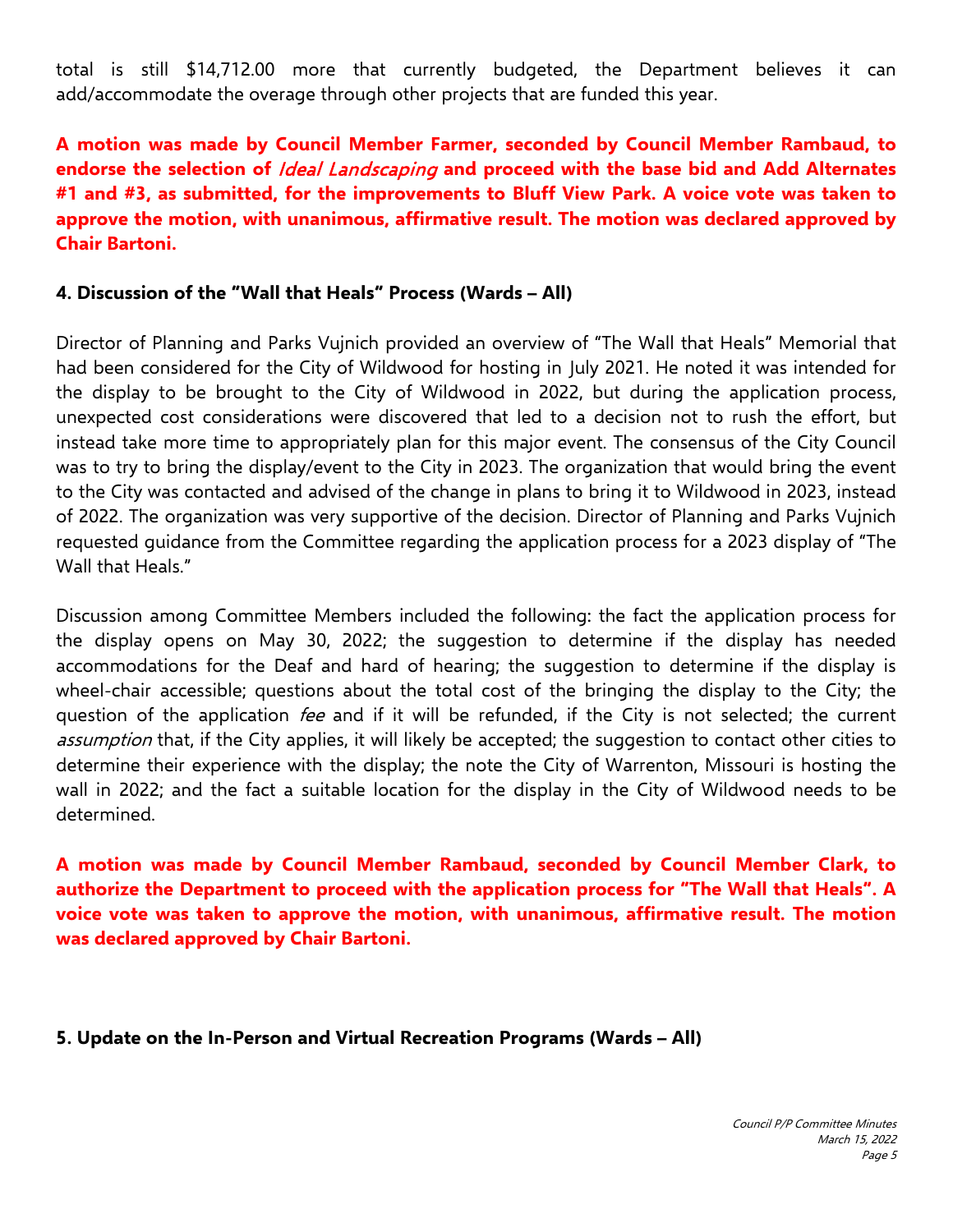total is still $14,712.00 more that currently budgeted, the Department believes it can add/accommodate the overage through other projects that are funded this year.

**A motion was made by Council Member Farmer, seconded by Council Member Rambaud, to endorse the selection of *Ideal Landscaping* and proceed with the base bid and Add Alternates #1 and #3, as submitted, for the improvements to Bluff View Park. A voice vote was taken to approve the motion, with unanimous, affirmative result. The motion was declared approved by Chair Bartoni.**

**4. Discussion of the "Wall that Heals" Process (Wards – All)**

Director of Planning and Parks Vujnich provided an overview of "The Wall that Heals" Memorial that had been considered for the City of Wildwood for hosting in July 2021. He noted it was intended for the display to be brought to the City of Wildwood in 2022, but during the application process, unexpected cost considerations were discovered that led to a decision not to rush the effort, but instead take more time to appropriately plan for this major event. The consensus of the City Council was to try to bring the display/event to the City in 2023. The organization that would bring the event to the City was contacted and advised of the change in plans to bring it to Wildwood in 2023, instead of 2022. The organization was very supportive of the decision. Director of Planning and Parks Vujnich requested guidance from the Committee regarding the application process for a 2023 display of "The Wall that Heals."

Discussion among Committee Members included the following: the fact the application process for the display opens on May 30, 2022; the suggestion to determine if the display has needed accommodations for the Deaf and hard of hearing; the suggestion to determine if the display is wheel-chair accessible; questions about the total cost of the bringing the display to the City; the question of the application *fee* and if it will be refunded, if the City is not selected; the current *assumption* that, if the City applies, it will likely be accepted; the suggestion to contact other cities to determine their experience with the display; the note the City of Warrenton, Missouri is hosting the wall in 2022; and the fact a suitable location for the display in the City of Wildwood needs to be determined.

**A motion was made by Council Member Rambaud, seconded by Council Member Clark, to authorize the Department to proceed with the application process for "The Wall that Heals". A voice vote was taken to approve the motion, with unanimous, affirmative result. The motion was declared approved by Chair Bartoni.**

**5. Update on the In-Person and Virtual Recreation Programs (Wards – All)**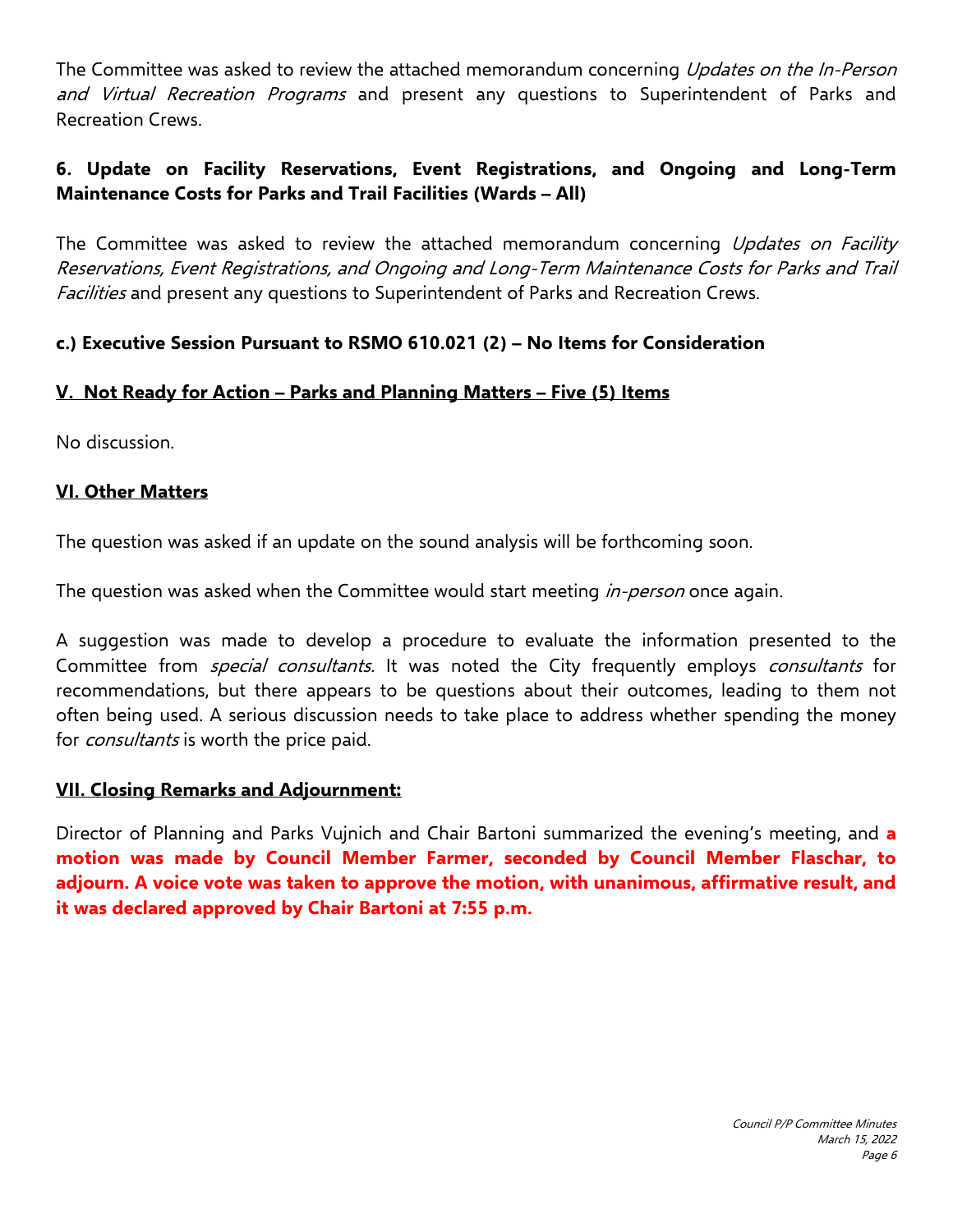The Committee was asked to review the attached memorandum concerning *Updates on the In-Person and Virtual Recreation Programs* and present any questions to Superintendent of Parks and Recreation Crews.

**6. Update on Facility Reservations, Event Registrations, and Ongoing and Long-Term Maintenance Costs for Parks and Trail Facilities (Wards – All)**

The Committee was asked to review the attached memorandum concerning *Updates on Facility Reservations, Event Registrations, and Ongoing and Long-Term Maintenance Costs for Parks and Trail Facilities* and present any questions to Superintendent of Parks and Recreation Crews.

**c.) Executive Session Pursuant to RSMO 610.021 (2) – No Items for Consideration**

**V. Not Ready for Action – Parks and Planning Matters – Five (5) Items**

No discussion.

**VI. Other Matters**

The question was asked if an update on the sound analysis will be forthcoming soon.

The question was asked when the Committee would start meeting *in-person* once again.

A suggestion was made to develop a procedure to evaluate the information presented to the Committee from *special consultants.* It was noted the City frequently employs *consultants* for recommendations, but there appears to be questions about their outcomes, leading to them not often being used. A serious discussion needs to take place to address whether spending the money for *consultants* is worth the price paid.

**VII. Closing Remarks and Adjournment:**

Director of Planning and Parks Vujnich and Chair Bartoni summarized the evening's meeting, and **a motion was made by Council Member Farmer, seconded by Council Member Flaschar, to adjourn. A voice vote was taken to approve the motion, with unanimous, affirmative result, and it was declared approved by Chair Bartoni at 7:55 p.m.**